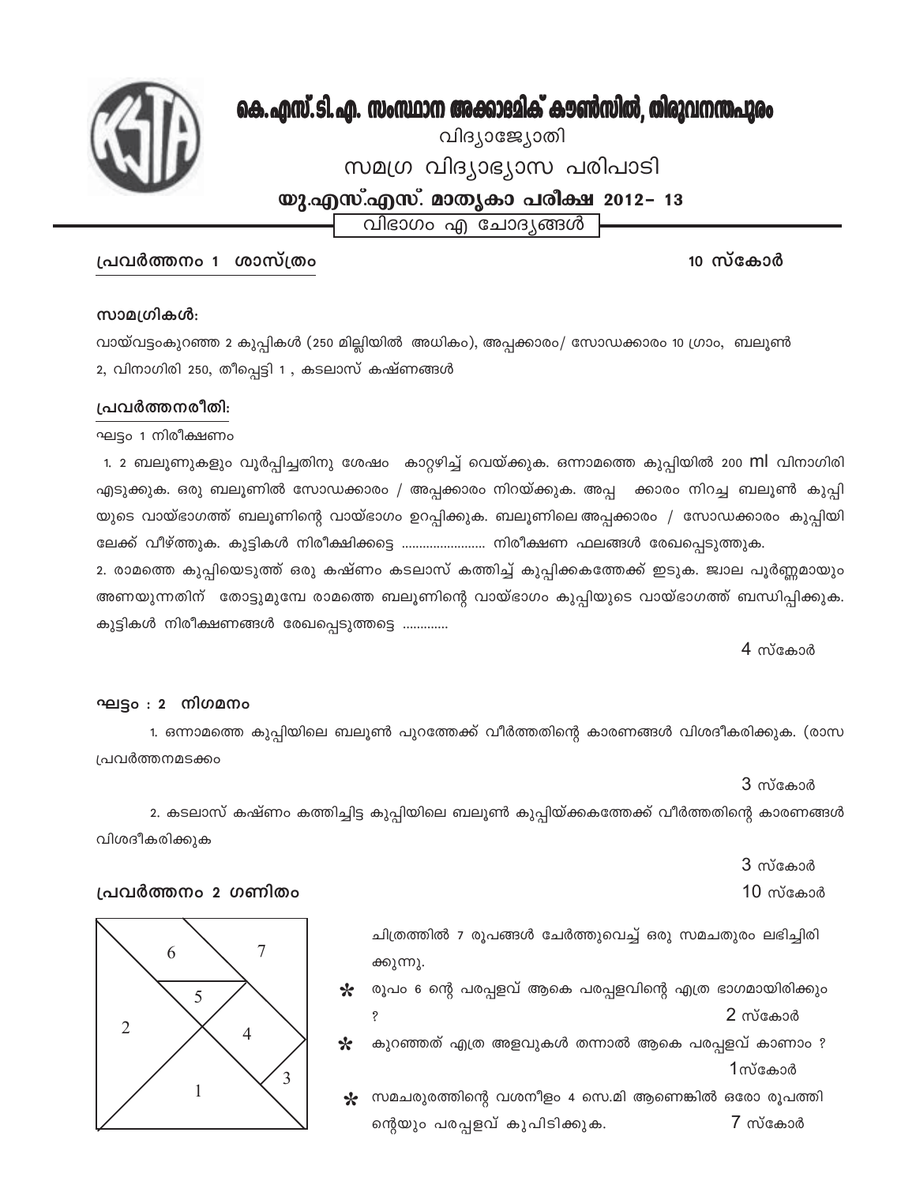# കെ.എസ്.ടി.എ. സംസ്ഥാന അക്കാദമിക് കൗൺസിൽ, തിരുവനന്തപുരം

വിദ്യാജ്യോതി

സമഗ്ര വിദ്യാഭ്യാസ പരിപാടി

## യു.എസ്.എസ്. മാതൃകാ പരീക്ഷ 2012– 13

വിഭാഗം എ ചോദ്യങ്ങൾ

### പ്രവർത്തനം 1 ശാസ്ത്രം

10 സ്കോർ

**സാമഗ്രികൾ:**

വായ്‌വട്ടംകുറഞ്ഞ 2 കുപ്പികൾ (250 മില്ലിയിൽ അധികം), അപ്പക്കാരം/ സോഡക്കാരം 10 ഗ്രാം, ബലൂൺ 2, വിനാഗിരി 250, തീപ്പെട്ടി 1 , കടലാസ് കഷ്ണങ്ങൾ

**പ്രവർത്തനരീതി:**

ഘട്ടം 1 നിരീക്ഷണം

1. 2 ബലൂണുകളും വൂർപ്പിച്ചതിനു ശേഷം കാറ്റഴിച്ച് വെയ്ക്കുക. ഒന്നാമത്തെ കുപ്പിയിൽ 200 ml വിനാഗിരി എടുക്കുക. ഒരു ബലൂണിൽ സോഡക്കാരം / അപ്പക്കാരം നിറയ്ക്കുക. അപ്പ ക്കാരം നിറച്ച ബലൂൺ കുപ്പി യുടെ വായ്ഭാഗത്ത് ബലൂണിന്റെ വായ്ഭാഗം ഉറപ്പിക്കുക. ബലൂണിലെ അപ്പക്കാരം / സോഡക്കാരം കുപ്പിയി ലേക്ക് വീഴ്ത്തുക. കുട്ടികൾ നിരീക്ഷിക്കട്ടെ ........................ നിരീക്ഷണ ഫലങ്ങൾ രേഖപ്പെടുത്തുക.

2. രാമത്തെ കുപ്പിയെടുത്ത് ഒരു കഷ്ണം കടലാസ് കത്തിച്ച് കുപ്പിക്കകത്തേക്ക് ഇടുക. ജ്വാല പൂർണ്ണമായും അണയുന്നതിന് തോട്ടുമുമ്പേ രാമത്തെ ബലൂണിന്റെ വായ്ഭാഗം കുപ്പിയുടെ വായ്ഭാഗത്ത് ബന്ധിപ്പിക്കുക. കുട്ടികൾ നിരീക്ഷണങ്ങൾ രേഖപ്പെടുത്തട്ടെ .............

4 സ്കോർ

**ഘട്ടം : 2 നിഗമനം**

1. ഒന്നാമത്തെ കുപ്പിയിലെ ബലൂൺ പുറത്തേക്ക് വീർത്തതിന്റെ കാരണങ്ങൾ വിശദീകരിക്കുക. (രാസ പ്രവർത്തനമടക്കം

3 സ്കോർ

2. കടലാസ് കഷ്ണം കത്തിച്ചിട്ട കുപ്പിയിലെ ബലൂൺ കുപ്പിയ്ക്കകത്തേക്ക് വീർത്തതിന്റെ കാരണങ്ങൾ വിശദീകരിക്കുക

3 സ്കോർ

### പ്രവർത്തനം 2 ഗണിതം

10 സ്കോർ

ചിത്രത്തിൽ 7 രൂപങ്ങൾ ചേർത്തുവെച്ച് ഒരു സമചതുരം ലഭിച്ചിരിക്കുന്നു.

* രൂപം 6 ന്റെ പരപ്പളവ് ആകെ പരപ്പളവിന്റെ എത്ര ഭാഗമായിരിക്കും ? — 2 സ്കോർ
* കുറഞ്ഞത് എത്ര അളവുകൾ തന്നാൽ ആകെ പരപ്പളവ് കാണാം ? — 1സ്കോർ
* സമചതുരത്തിന്റെ വശനീളം 4 സെ.മി ആണെങ്കിൽ ഒരോ രൂപത്തിന്റെയും പരപ്പളവ് കുപിടിക്കുക. — 7 സ്കോർ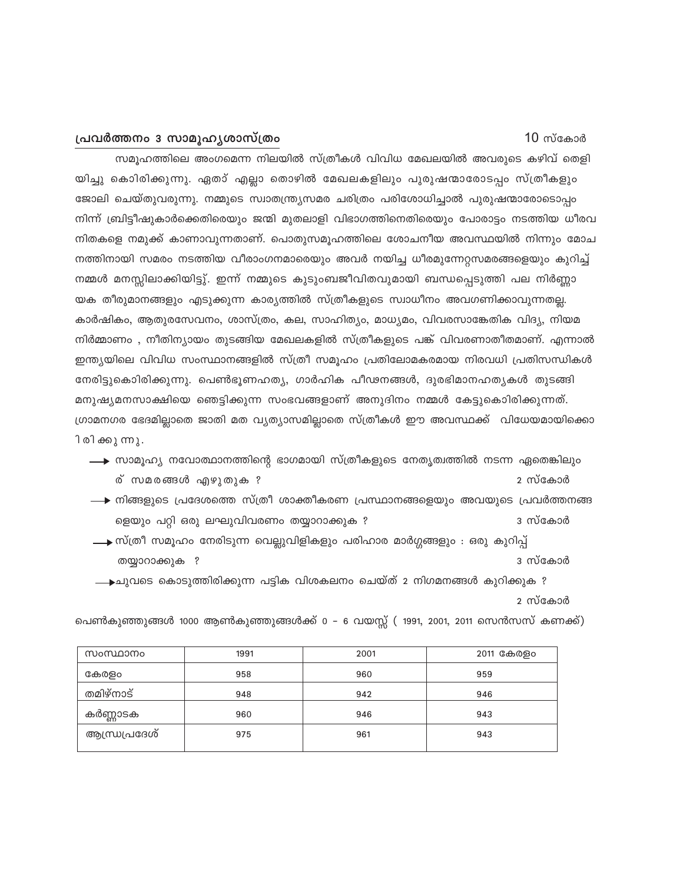## പ്രവർത്തനം 3 സാമൂഹ്യശാസ്ത്രം

10 സ്കോർ

സമൂഹത്തിലെ അംഗമെന്ന നിലയിൽ സ്ത്രീകൾ വിവിധ മേഖലയിൽ അവരുടെ കഴിവ് തെളിയിച്ചു കൊറിരിക്കുന്നു. ഏതാ് എല്ലാ തൊഴിൽ മേഖലകളിലും പുരുഷന്മാരോടപ്പം സ്ത്രീകളും ജോലി ചെയ്തുവരുന്നു. നമ്മുടെ സ്വാതന്ത്ര്യസമര ചരിത്രം പരിശോധിച്ചാൽ പുരുഷന്മാരോടൊപ്പം നിന്ന് ബ്രിട്ടീഷുകാർക്കെതിരെയും ജന്മി മുതലാളി വിഭാഗത്തിനെതിരെയും പോരാട്ടം നടത്തിയ ധീരവനിതകളെ നമുക്ക് കാണാവുന്നതാണ്. പൊതുസമൂഹത്തിലെ ശോചനീയ അവസ്ഥയിൽ നിന്നും മോചനത്തിനായി സമരം നടത്തിയ വീരാംഗനമാരെയും അവർ നയിച്ച ധീരമുന്നേറ്റസമരങ്ങളെയും കുറിച്ച് നമ്മൾ മനസ്സിലാക്കിയിട്ടു്. ഇന്ന് നമ്മുടെ കുടുംബജീവിതവുമായി ബന്ധപ്പെടുത്തി പല നിർണ്ണായക തീരുമാനങ്ങളും എടുക്കുന്ന കാര്യത്തിൽ സ്ത്രീകളുടെ സ്വാധീനം അവഗണിക്കാവുന്നതല്ല. കാർഷികം, ആതുരസേവനം, ശാസ്ത്രം, കല, സാഹിത്യം, മാധ്യമം, വിവരസാങ്കേതിക വിദ്യ, നിയമനിർമ്മാണം , നീതിന്യായം തുടങ്ങിയ മേഖലകളിൽ സ്ത്രീകളുടെ പങ്ക് വിവരണാതീതമാണ്. എന്നാൽ ഇന്ത്യയിലെ വിവിധ സംസ്ഥാനങ്ങളിൽ സ്ത്രീ സമൂഹം പ്രതിലോമകരമായ നിരവധി പ്രതിസന്ധികൾ നേരിട്ടുകൊറിരിക്കുന്നു. പെൺഭ്രൂണഹത്യ, ഗാർഹിക പീഢനങ്ങൾ, ദുരഭിമാനഹത്യകൾ തുടങ്ങി മനുഷ്യമനസാക്ഷിയെ ഞെട്ടിക്കുന്ന സംഭവങ്ങളാണ് അനുദിനം നമ്മൾ കേട്ടുകൊറിരിക്കുന്നത്. ഗ്രാമനഗര ഭേദമില്ലാതെ ജാതി മത വ്യത്യാസമില്ലാതെ സ്ത്രീകൾ ഈ അവസ്ഥക്ക് വിധേയമായിക്കൊ1രിക്കുന്നു.

- സാമൂഹ്യ നവോത്ഥാനത്തിന്റെ ഭാഗമായി സ്ത്രീകളുടെ നേതൃത്വത്തിൽ നടന്ന ഏതെങ്കിലും ര് സമരങ്ങൾ എഴുതുക ? — 2 സ്കോർ
- നിങ്ങളുടെ പ്രദേശത്തെ സ്ത്രീ ശാക്തീകരണ പ്രസ്ഥാനങ്ങളെയും അവയുടെ പ്രവർത്തനങ്ങളെയും പറ്റി ഒരു ലഘുവിവരണം തയ്യാറാക്കുക ? — 3 സ്കോർ
- സ്ത്രീ സമൂഹം നേരിടുന്ന വെല്ലുവിളികളും പരിഹാര മാർഗ്ഗങ്ങളും : ഒരു കുറിപ്പ് തയ്യാറാക്കുക ? — 3 സ്കോർ
- ചുവടെ കൊടുത്തിരിക്കുന്ന പട്ടിക വിശകലനം ചെയ്ത് 2 നിഗമനങ്ങൾ കുറിക്കുക ? — 2 സ്കോർ

പെൺകുഞ്ഞുങ്ങൾ 1000 ആൺകുഞ്ഞുങ്ങൾക്ക് 0 - 6 വയസ്സ് ( 1991, 2001, 2011 സെൻസസ് കണക്ക്)

| സംസ്ഥാനം | 1991 | 2001 | 2011 കേരളം |
|---|---|---|---|
| കേരളം | 958 | 960 | 959 |
| തമിഴ്നാട് | 948 | 942 | 946 |
| കർണ്ണാടക | 960 | 946 | 943 |
| ആന്ധ്രപ്രദേശ് | 975 | 961 | 943 |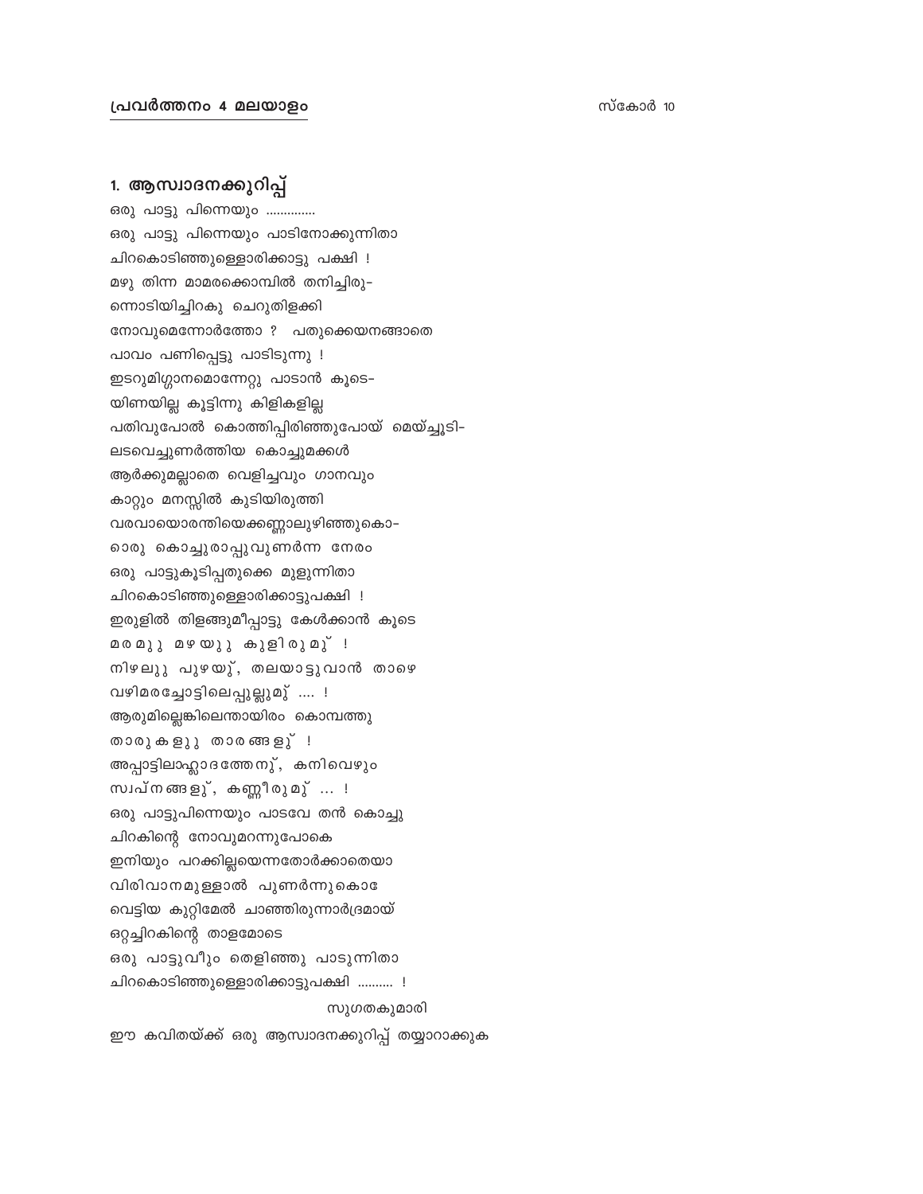## പ്രവർത്തനം 4 മലയാളം

സ്കോർ 10

### 1. ആസ്വാദനക്കുറിപ്പ്

ഒരു പാട്ടു പിന്നെയും .............
ഒരു പാട്ടു പിന്നെയും പാടിനോക്കുന്നിതാ
ചിറകൊടിഞ്ഞുള്ളൊരിക്കാട്ടു പക്ഷി !
മഴു തിന്ന മാമരക്കൊമ്പിൽ തനിച്ചിരു-
ന്നൊടിയിച്ചിറകു ചെറുതിളക്കി
നോവുമെന്നോർത്തോ ? പതുക്കെയനങ്ങാതെ
പാവം പണിപ്പെട്ടു പാടിടുന്നു !
ഇടറുമിഗ്ഗാനമൊന്നേറ്റു പാടാൻ കൂടെ-
യിണയില്ല കൂട്ടിന്നു കിളികളില്ല
പതിവുപോൽ കൊത്തിപ്പിരിഞ്ഞുപോയ് മെയ്ച്ചൂടി-
ലടവെച്ചുണർത്തിയ കൊച്ചുമക്കൾ
ആർക്കുമല്ലാതെ വെളിച്ചവും ഗാനവും
കാറ്റും മനസ്സിൽ കുടിയിരുത്തി
വരവായൊരന്തിയെക്കണ്ണാലുഴിഞ്ഞുകൊ-
ണ്ടൊരു കൊച്ചുരാപ്പുവുണർന്ന നേരം
ഒരു പാട്ടുകൂടിപ്പതുക്കെ മൂളുന്നിതാ
ചിറകൊടിഞ്ഞുള്ളൊരിക്കാട്ടുപക്ഷി !
ഇരുളിൽ തിളങ്ങുമീപ്പാട്ടു കേൾക്കാൻ കൂടെ
മരമുു മഴയുു കുളിരുമു് !
നിഴലുു പുഴയു്, തലയാട്ടുവാൻ താഴെ
വഴിമരച്ചോട്ടിലെപ്പുല്ലുമു് .... !
ആരുമില്ലെങ്കിലെന്തായിരം കൊമ്പത്തു
താരുകളുു താരങ്ങളു് !
അപ്പാട്ടിലാഹ്ലാദത്തേനു്, കനിവെഴും
സ്വപ്നങ്ങളു്, കണ്ണീരുമു് ... !
ഒരു പാട്ടുപിന്നെയും പാടവേ തൻ കൊച്ചു
ചിറകിന്റെ നോവുമറന്നുപോകെ
ഇനിയും പറക്കില്ലയെന്നതോർക്കാതെയാ
വിരിവാനമുള്ളാൽ പുണർന്നുകൊ
വെട്ടിയ കുറ്റിമേൽ ചാഞ്ഞിരുന്നാർദ്രമായ്
ഒറ്റച്ചിറകിന്റെ താളമോടെ
ഒരു പാട്ടുവീും തെളിഞ്ഞു പാടുന്നിതാ
ചിറകൊടിഞ്ഞുള്ളൊരിക്കാട്ടുപക്ഷി .......... !

സുഗതകുമാരി

ഈ കവിതയ്ക്ക് ഒരു ആസ്വാദനക്കുറിപ്പ് തയ്യാറാക്കുക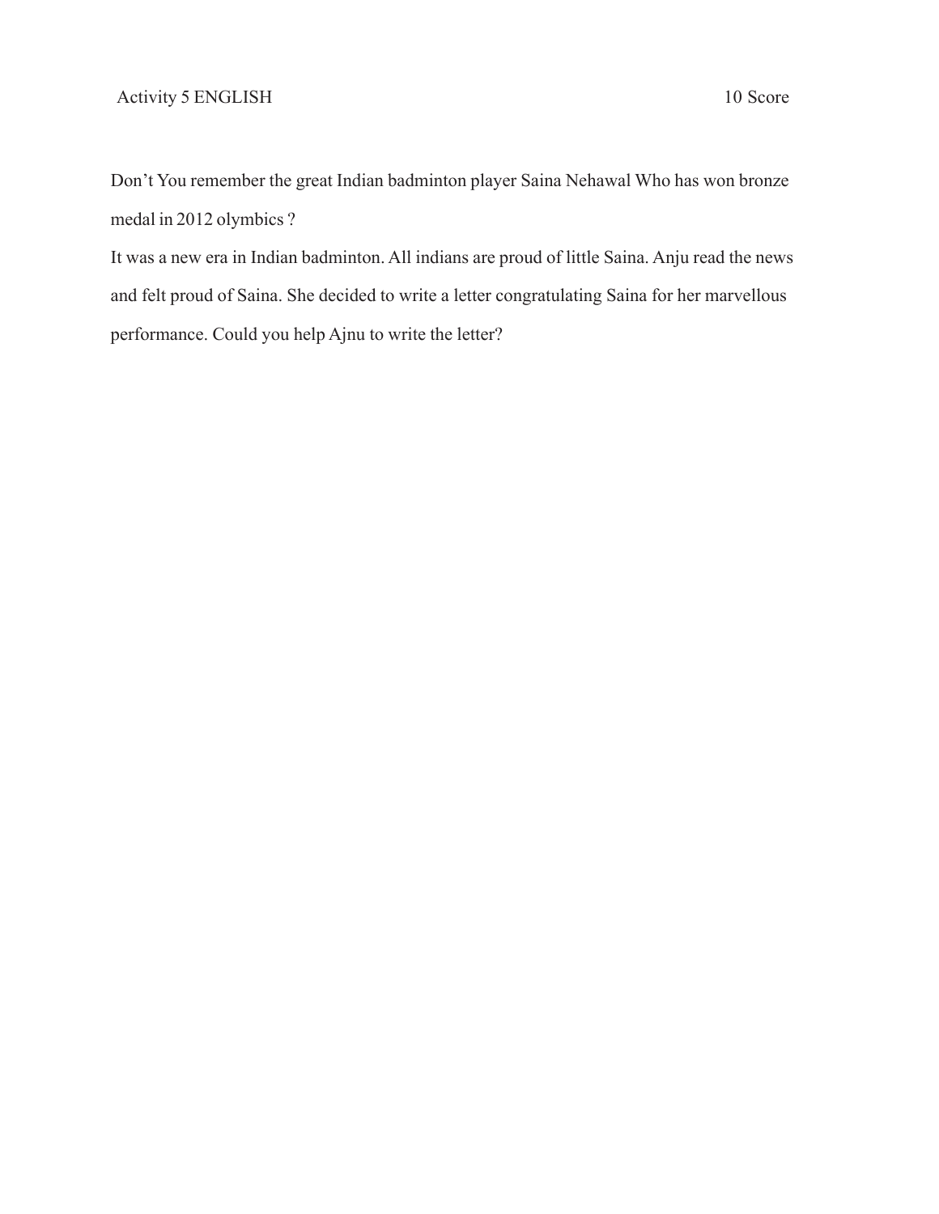Activity 5 ENGLISH 10 Score

Don’t You remember the great Indian badminton player Saina Nehawal Who has won bronze medal in 2012 olymbics ?

It was a new era in Indian badminton. All indians are proud of little Saina. Anju read the news and felt proud of Saina. She decided to write a letter congratulating Saina for her marvellous performance. Could you help Ajnu to write the letter?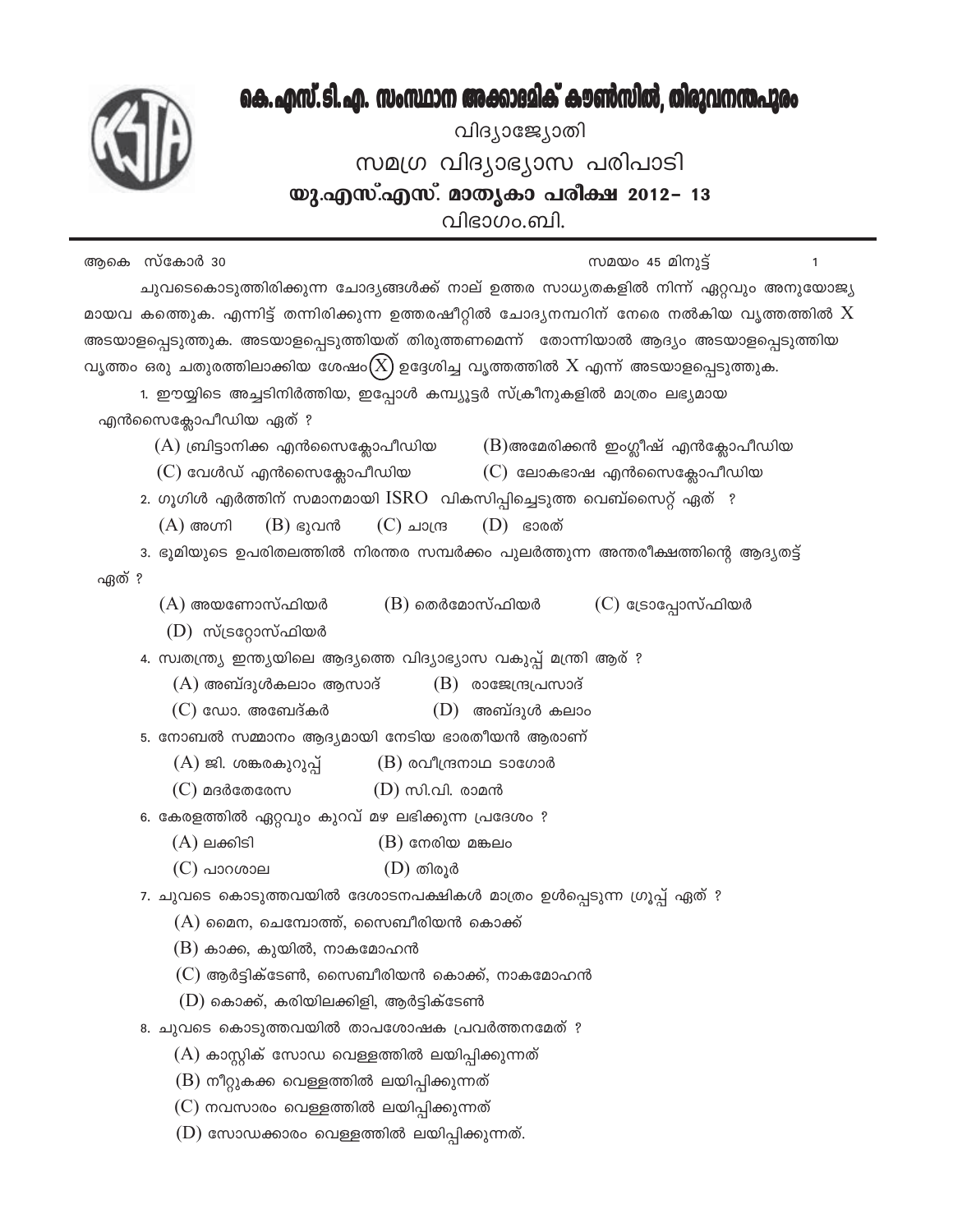# കെ.എസ്.ടി.എ. സംസ്ഥാന അക്കാദമിക് കൗൺസിൽ, തിരുവനന്തപുരം

വിദ്യാജ്യോതി

സമഗ്ര വിദ്യാഭ്യാസ പരിപാടി

**യു.എസ്.എസ്. മാതൃകാ പരീക്ഷ 2012– 13**

വിഭാഗം.ബി.

ആകെ സ്കോർ 30 സമയം 45 മിനുട്ട്

ചുവടെകൊടുത്തിരിക്കുന്ന ചോദ്യങ്ങൾക്ക് നാല് ഉത്തര സാധ്യതകളിൽ നിന്ന് ഏറ്റവും അനുയോജ്യമായവ കത്തുക. എന്നിട്ട് തന്നിരിക്കുന്ന ഉത്തരഷീറ്റിൽ ചോദ്യനമ്പറിന് നേരെ നൽകിയ വൃത്തത്തിൽ X അടയാളപ്പെടുത്തുക. അടയാളപ്പെടുത്തിയത് തിരുത്തണമെന്ന് തോന്നിയാൽ ആദ്യം അടയാളപ്പെടുത്തിയ വൃത്തം ഒരു ചതുരത്തിലാക്കിയ ശേഷം (X) ഉദ്ദേശിച്ച വൃത്തത്തിൽ X എന്ന് അടയാളപ്പെടുത്തുക.

1. ഈയ്യിടെ അച്ചടിനിർത്തിയ, ഇപ്പോൾ കമ്പ്യൂട്ടർ സ്ക്രീനുകളിൽ മാത്രം ലഭ്യമായ എൻസൈക്ലോപീഡിയ ഏത് ?
   - (A) ബ്രിട്ടാനിക്ക എൻസൈക്ലോപീഡിയ
   - (B)അമേരിക്കൻ ഇംഗ്ലീഷ് എൻക്ലോപീഡിയ
   - (C) വേൾഡ് എൻസൈക്ലോപീഡിയ
   - (C) ലോകഭാഷ എൻസൈക്ലോപീഡിയ

2. ഗൂഗിൾ എർത്തിന് സമാനമായി ISRO വികസിപ്പിച്ചെടുത്ത വെബ്സൈറ്റ് ഏത് ?
   - (A) അഗ്നി
   - (B) ഭുവൻ
   - (C) ചാന്ദ്ര
   - (D) ഭാരത്

3. ഭൂമിയുടെ ഉപരിതലത്തിൽ നിരന്തര സമ്പർക്കം പുലർത്തുന്ന അന്തരീക്ഷത്തിന്റെ ആദ്യതട്ട് ഏത് ?
   - (A) അയണോസ്ഫിയർ
   - (B) തെർമോസ്ഫിയർ
   - (C) ട്രോപ്പോസ്ഫിയർ
   - (D) സ്ട്രറ്റോസ്ഫിയർ

4. സ്വതന്ത്ര്യ ഇന്ത്യയിലെ ആദ്യത്തെ വിദ്യാഭ്യാസ വകുപ്പ് മന്ത്രി ആര് ?
   - (A) അബ്ദുൾകലാം ആസാദ്
   - (B) രാജേന്ദ്രപ്രസാദ്
   - (C) ഡോ. അബേദ്കർ
   - (D) അബ്ദുൾ കലാം

5. നോബൽ സമ്മാനം ആദ്യമായി നേടിയ ഭാരതീയൻ ആരാണ്
   - (A) ജി. ശങ്കരകുറുപ്പ്
   - (B) രവീന്ദ്രനാഥ ടാഗോർ
   - (C) മദർതേരേസ
   - (D) സി.വി. രാമൻ

6. കേരളത്തിൽ ഏറ്റവും കുറവ് മഴ ലഭിക്കുന്ന പ്രദേശം ?
   - (A) ലക്കിടി
   - (B) നേരിയ മങ്കലം
   - (C) പാറശാല
   - (D) തിരൂർ

7. ചുവടെ കൊടുത്തവയിൽ ദേശാടനപക്ഷികൾ മാത്രം ഉൾപ്പെടുന്ന ഗ്രൂപ്പ് ഏത് ?
   - (A) മൈന, ചെമ്പോത്ത്, സൈബീരിയൻ കൊക്ക്
   - (B) കാക്ക, കുയിൽ, നാകമോഹൻ
   - (C) ആർട്ടിക്ടേൺ, സൈബീരിയൻ കൊക്ക്, നാകമോഹൻ
   - (D) കൊക്ക്, കരിയിലക്കിളി, ആർട്ടിക്ടേൺ

8. ചുവടെ കൊടുത്തവയിൽ താപശോഷക പ്രവർത്തനമേത് ?
   - (A) കാസ്റ്റിക് സോഡ വെള്ളത്തിൽ ലയിപ്പിക്കുന്നത്
   - (B) നീറ്റുകക്ക വെള്ളത്തിൽ ലയിപ്പിക്കുന്നത്
   - (C) നവസാരം വെള്ളത്തിൽ ലയിപ്പിക്കുന്നത്
   - (D) സോഡക്കാരം വെള്ളത്തിൽ ലയിപ്പിക്കുന്നത്.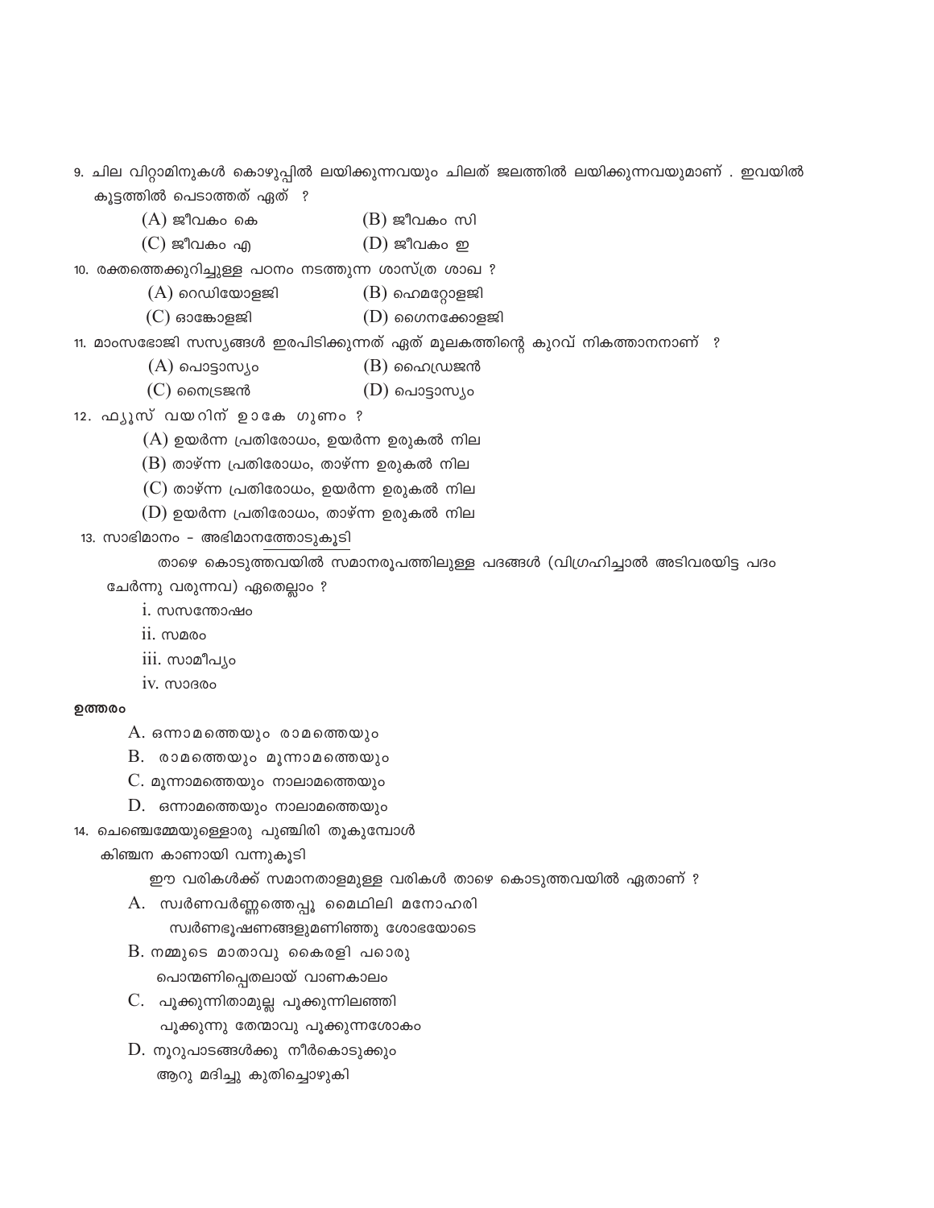9. ചില വിറ്റാമിനുകൾ കൊഴുപ്പിൽ ലയിക്കുന്നവയും ചിലത് ജലത്തിൽ ലയിക്കുന്നവയുമാണ് . ഇവയിൽ കൂട്ടത്തിൽ പെടാത്തത് ഏത് ?

(A) ജീവകം കെ (B) ജീവകം സി

(C) ജീവകം എ (D) ജീവകം ഇ

10. രക്തത്തെക്കുറിച്ചുള്ള പഠനം നടത്തുന്ന ശാസ്ത്ര ശാഖ ?

(A) റെഡിയോളജി (B) ഹെമറ്റോളജി

(C) ഓങ്കോളജി (D) ഗൈനക്കോളജി

11. മാംസഭോജി സസ്യങ്ങൾ ഇരപിടിക്കുന്നത് ഏത് മൂലകത്തിന്റെ കുറവ് നികത്താനനാണ് ?

(A) പൊട്ടാസ്യം (B) ഹൈഡ്രജൻ

(C) നൈട്രജൻ (D) പൊട്ടാസ്യം

12. ഫ്യൂസ് വയറിന് ഉാകേ ഗുണം ?

(A) ഉയർന്ന പ്രതിരോധം, ഉയർന്ന ഉരുകൽ നില

(B) താഴ്ന്ന പ്രതിരോധം, താഴ്ന്ന ഉരുകൽ നില

(C) താഴ്ന്ന പ്രതിരോധം, ഉയർന്ന ഉരുകൽ നില

(D) ഉയർന്ന പ്രതിരോധം, താഴ്ന്ന ഉരുകൽ നില

13. സാഭിമാനം - അഭിമാന<u>ത്തോടുകൂടി</u>

താഴെ കൊടുത്തവയിൽ സമാനരൂപത്തിലുള്ള പദങ്ങൾ (വിഗ്രഹിച്ചാൽ അടിവരയിട്ട പദം ചേർന്നു വരുന്നവ) ഏതെല്ലാം ?

i. സസന്തോഷം

ii. സമരം

iii. സാമീപ്യം

iv. സാദരം

**ഉത്തരം**

A. ഒന്നാമത്തെയും രാമത്തെയും

B. രാമത്തെയും മൂന്നാമത്തെയും

C. മൂന്നാമത്തെയും നാലാമത്തെയും

D. ഒന്നാമത്തെയും നാലാമത്തെയും

14. ചെഞ്ചെമ്മേയുള്ളൊരു പുഞ്ചിരി തൂകുമ്പോൾ
കിഞ്ചന കാണായി വന്നുകൂടി

ഈ വരികൾക്ക് സമാനതാളമുള്ള വരികൾ താഴെ കൊടുത്തവയിൽ ഏതാണ് ?

A. സ്വർണവർണ്ണത്തെപ്പൂ മൈഥിലി മനോഹരി
സ്വർണഭൂഷണങ്ങളുമണിഞ്ഞു ശോഭയോടെ

B. നമ്മുടെ മാതാവു കൈരളി പാരൊരു
പൊന്മണിപ്പെതലായ് വാണകാലം

C. പൂക്കുന്നിതാമുല്ല പൂക്കുന്നിലഞ്ഞി
പൂക്കുന്നു തേന്മാവു പൂക്കുന്നശോകം

D. നൂറുപാടങ്ങൾക്കു നീർകൊടുക്കും
ആറു മദിച്ചു കുതിച്ചൊഴുകി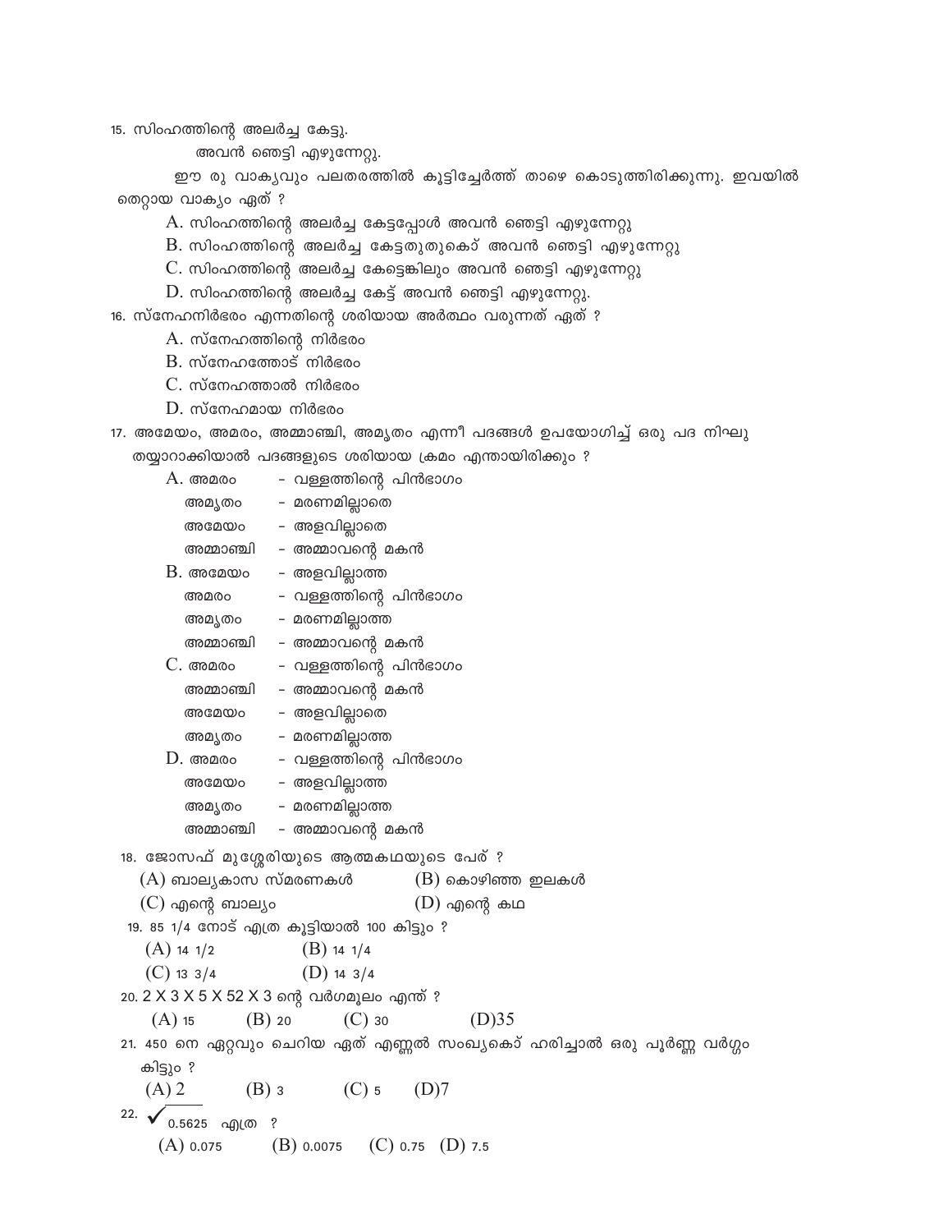15. സിംഹത്തിന്റെ അലർച്ച കേട്ടു.

അവൻ ഞെട്ടി എഴുന്നേറ്റു.

ഈ രു വാക്യവും പലതരത്തിൽ കൂട്ടിച്ചേർത്ത് താഴെ കൊടുത്തിരിക്കുന്നു. ഇവയിൽ തെറ്റായ വാക്യം ഏത് ?

A. സിംഹത്തിന്റെ അലർച്ച കേട്ടപ്പോൾ അവൻ ഞെട്ടി എഴുന്നേറ്റു

B. സിംഹത്തിന്റെ അലർച്ച കേട്ടതുതുകൊ് അവൻ ഞെട്ടി എഴുന്നേറ്റു

C. സിംഹത്തിന്റെ അലർച്ച കേട്ടെങ്കിലും അവൻ ഞെട്ടി എഴുന്നേറ്റു

D. സിംഹത്തിന്റെ അലർച്ച കേട്ട് അവൻ ഞെട്ടി എഴുന്നേറ്റു.

16. സ്നേഹനിർഭരം എന്നതിന്റെ ശരിയായ അർത്ഥം വരുന്നത് ഏത് ?

A. സ്നേഹത്തിന്റെ നിർഭരം

B. സ്നേഹത്തോട് നിർഭരം

C. സ്നേഹത്താൽ നിർഭരം

D. സ്നേഹമായ നിർഭരം

17. അമേയം, അമരം, അമ്മാഞ്ചി, അമൃതം എന്നീ പദങ്ങൾ ഉപയോഗിച്ച് ഒരു പദ നിഘു തയ്യാറാക്കിയാൽ പദങ്ങളുടെ ശരിയായ ക്രമം എന്തായിരിക്കും ?

A. അമരം - വള്ളത്തിന്റെ പിൻഭാഗം
   അമൃതം - മരണമില്ലാതെ
   അമേയം - അളവില്ലാതെ
   അമ്മാഞ്ചി - അമ്മാവന്റെ മകൻ

B. അമേയം - അളവില്ലാത്ത
   അമരം - വള്ളത്തിന്റെ പിൻഭാഗം
   അമൃതം - മരണമില്ലാത്ത
   അമ്മാഞ്ചി - അമ്മാവന്റെ മകൻ

C. അമരം - വള്ളത്തിന്റെ പിൻഭാഗം
   അമ്മാഞ്ചി - അമ്മാവന്റെ മകൻ
   അമേയം - അളവില്ലാതെ
   അമൃതം - മരണമില്ലാത്ത

D. അമരം - വള്ളത്തിന്റെ പിൻഭാഗം
   അമേയം - അളവില്ലാത്ത
   അമൃതം - മരണമില്ലാത്ത
   അമ്മാഞ്ചി - അമ്മാവന്റെ മകൻ

18. ജോസഫ് മുശ്ശേരിയുടെ ആത്മകഥയുടെ പേര് ?

(A) ബാല്യകാസ സ്മരണകൾ (B) കൊഴിഞ്ഞ ഇലകൾ

(C) എന്റെ ബാല്യം (D) എന്റെ കഥ

19. 85 1/4 നോട് എത്ര കൂട്ടിയാൽ 100 കിട്ടും ?

(A) 14 1/2 (B) 14 1/4

(C) 13 3/4 (D) 14 3/4

20. 2 X 3 X 5 X 52 X 3 ന്റെ വർഗമൂലം എന്ത് ?

(A) 15 (B) 20 (C) 30 (D)35

21. 450 നെ ഏറ്റവും ചെറിയ ഏത് എണ്ണൽ സംഖ്യകൊ് ഹരിച്ചാൽ ഒരു പൂർണ്ണ വർഗ്ഗം കിട്ടും ?

(A) 2 (B) 3 (C) 5 (D)7

22. $\sqrt{0.5625}$ എത്ര ?

(A) 0.075 (B) 0.0075 (C) 0.75 (D) 7.5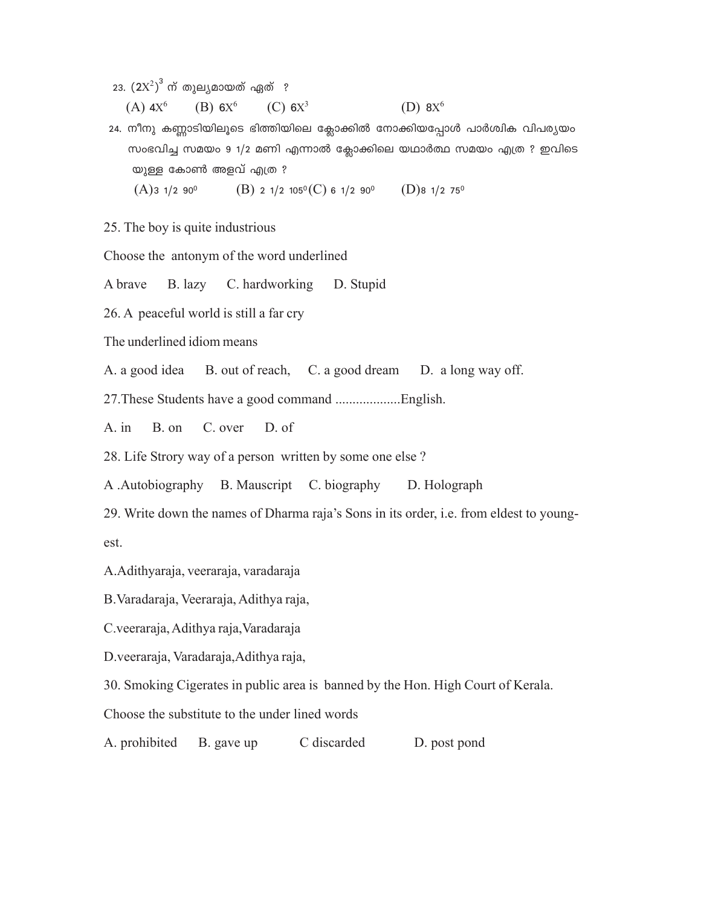23. $(2X^2)^3$ ന് തുല്യമായത് ഏത് ?

(A) $4X^6$ (B) $6X^6$ (C) $6X^3$ (D) $8X^6$

24. നീനു കണ്ണാടിയിലൂടെ ഭിത്തിയിലെ ക്ലോക്കിൽ നോക്കിയപ്പോൾ പാർശ്വിക വിപര്യയം സംഭവിച്ച സമയം 9 1/2 മണി എന്നാൽ ക്ലോക്കിലെ യഥാർത്ഥ സമയം എത്ര ? ഇവിടെയുള്ള കോൺ അളവ് എത്ര ?

(A) 3 1/2 $90^0$ (B) 2 1/2 $105^0$ (C) 6 1/2 $90^0$ (D) 8 1/2 $75^0$

25. The boy is quite industrious

Choose the antonym of the word underlined

A brave B. lazy C. hardworking D. Stupid

26. A peaceful world is still a far cry

The underlined idiom means

A. a good idea B. out of reach, C. a good dream D. a long way off.

27. These Students have a good command ...................English.

A. in B. on C. over D. of

28. Life Strory way of a person written by some one else ?

A .Autobiography B. Mauscript C. biography D. Holograph

29. Write down the names of Dharma raja's Sons in its order, i.e. from eldest to youngest.

A. Adithyaraja, veeraraja, varadaraja

B. Varadaraja, Veeraraja, Adithya raja,

C. veeraraja, Adithya raja, Varadaraja

D. veeraraja, Varadaraja, Adithya raja,

30. Smoking Cigerates in public area is banned by the Hon. High Court of Kerala.

Choose the substitute to the under lined words

A. prohibited B. gave up C discarded D. post pond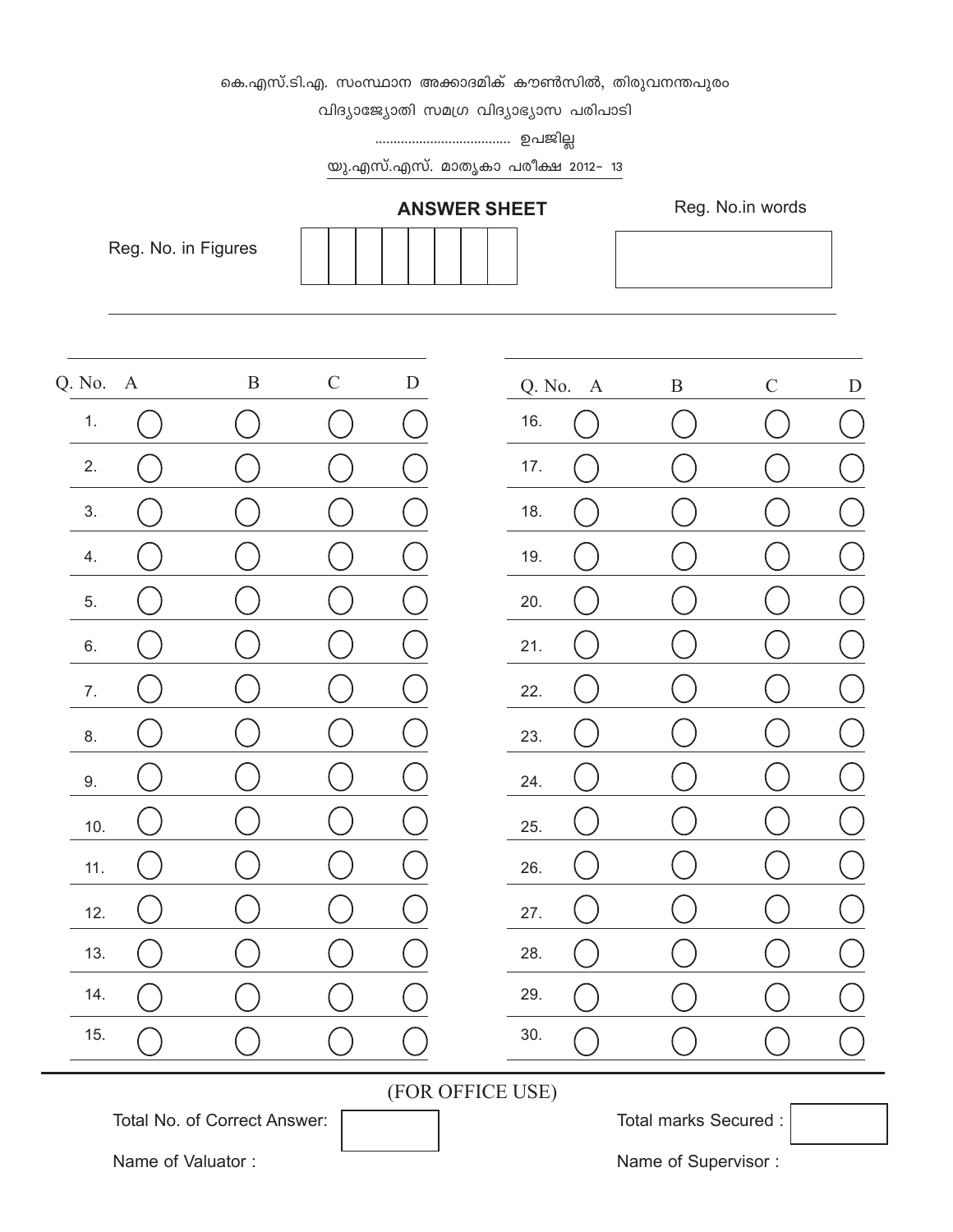കെ.എസ്.ടി.എ. സംസ്ഥാന അക്കാദമിക് കൗൺസിൽ, തിരുവനന്തപുരം

വിദ്യാജ്യോതി സമഗ്ര വിദ്യാഭ്യാസ പരിപാടി

.................................... ഉപജില്ല

യു.എസ്.എസ്. മാതൃകാ പരീക്ഷ 2012– 13

## ANSWER SHEET

Reg. No. in Figures | | | | | | | | |

Reg. No.in words

| Q. No. | A | B | C | D |
|---|---|---|---|---|
| 1. | ◯ | ◯ | ◯ | ◯ |
| 2. | ◯ | ◯ | ◯ | ◯ |
| 3. | ◯ | ◯ | ◯ | ◯ |
| 4. | ◯ | ◯ | ◯ | ◯ |
| 5. | ◯ | ◯ | ◯ | ◯ |
| 6. | ◯ | ◯ | ◯ | ◯ |
| 7. | ◯ | ◯ | ◯ | ◯ |
| 8. | ◯ | ◯ | ◯ | ◯ |
| 9. | ◯ | ◯ | ◯ | ◯ |
| 10. | ◯ | ◯ | ◯ | ◯ |
| 11. | ◯ | ◯ | ◯ | ◯ |
| 12. | ◯ | ◯ | ◯ | ◯ |
| 13. | ◯ | ◯ | ◯ | ◯ |
| 14. | ◯ | ◯ | ◯ | ◯ |
| 15. | ◯ | ◯ | ◯ | ◯ |

| Q. No. | A | B | C | D |
|---|---|---|---|---|
| 16. | ◯ | ◯ | ◯ | ◯ |
| 17. | ◯ | ◯ | ◯ | ◯ |
| 18. | ◯ | ◯ | ◯ | ◯ |
| 19. | ◯ | ◯ | ◯ | ◯ |
| 20. | ◯ | ◯ | ◯ | ◯ |
| 21. | ◯ | ◯ | ◯ | ◯ |
| 22. | ◯ | ◯ | ◯ | ◯ |
| 23. | ◯ | ◯ | ◯ | ◯ |
| 24. | ◯ | ◯ | ◯ | ◯ |
| 25. | ◯ | ◯ | ◯ | ◯ |
| 26. | ◯ | ◯ | ◯ | ◯ |
| 27. | ◯ | ◯ | ◯ | ◯ |
| 28. | ◯ | ◯ | ◯ | ◯ |
| 29. | ◯ | ◯ | ◯ | ◯ |
| 30. | ◯ | ◯ | ◯ | ◯ |

(FOR OFFICE USE)

Total No. of Correct Answer:

Total marks Secured :

Name of Valuator :

Name of Supervisor :